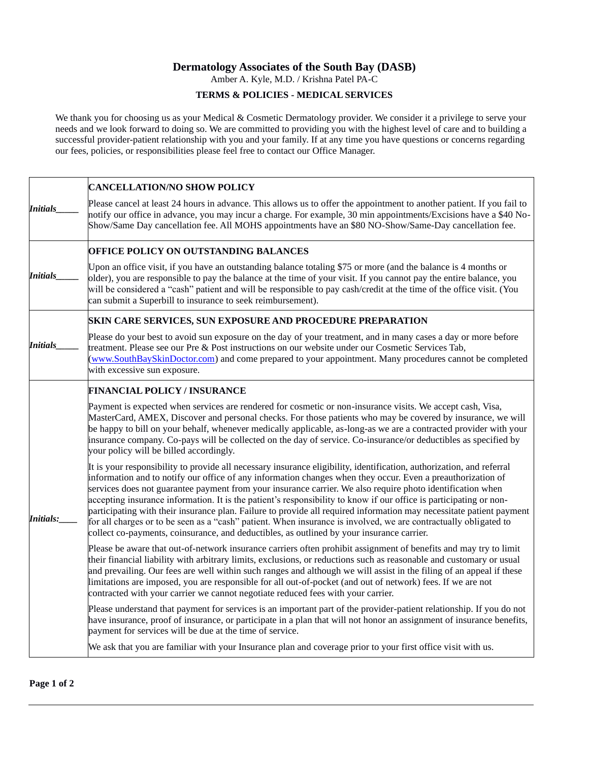# Dermatology Associates of the South Bay (DASB)

Amber A. Kyle, M.D. / Krishna Patel PA-C

## TERMS & POLICIES - MEDICAL SERVICES

We thank you for choosing us as your Medical & Cosmetic Dermatology provider. We consider it a privilege to serve your needs and we look forward to doing so. We are committed to providing you with the highest level of care and to building a successful provider-patient relationship with you and your family. If at any time you have questions or concerns regarding our fees, policies, or responsibilities please feel free to contact our Office Manager.

| | |
|---|---|
| *Initials_____* | **CANCELLATION/NO SHOW POLICY**<br><br>Please cancel at least 24 hours in advance. This allows us to offer the appointment to another patient. If you fail to notify our office in advance, you may incur a charge. For example, 30 min appointments/Excisions have a $40 No-Show/Same Day cancellation fee. All MOHS appointments have an $80 NO-Show/Same-Day cancellation fee. |
| *Initials_____* | **OFFICE POLICY ON OUTSTANDING BALANCES**<br><br>Upon an office visit, if you have an outstanding balance totaling $75 or more (and the balance is 4 months or older), you are responsible to pay the balance at the time of your visit. If you cannot pay the entire balance, you will be considered a "cash" patient and will be responsible to pay cash/credit at the time of the office visit. (You can submit a Superbill to insurance to seek reimbursement). |
| *Initials_____* | **SKIN CARE SERVICES, SUN EXPOSURE AND PROCEDURE PREPARATION**<br><br>Please do your best to avoid sun exposure on the day of your treatment, and in many cases a day or more before treatment. Please see our Pre & Post instructions on our website under our Cosmetic Services Tab, (www.SouthBaySkinDoctor.com) and come prepared to your appointment. Many procedures cannot be completed with excessive sun exposure. |
| *Initials:____* | **FINANCIAL POLICY / INSURANCE**<br><br>Payment is expected when services are rendered for cosmetic or non-insurance visits. We accept cash, Visa, MasterCard, AMEX, Discover and personal checks. For those patients who may be covered by insurance, we will be happy to bill on your behalf, whenever medically applicable, as-long-as we are a contracted provider with your insurance company. Co-pays will be collected on the day of service. Co-insurance/or deductibles as specified by your policy will be billed accordingly.<br><br>It is your responsibility to provide all necessary insurance eligibility, identification, authorization, and referral information and to notify our office of any information changes when they occur. Even a preauthorization of services does not guarantee payment from your insurance carrier. We also require photo identification when accepting insurance information. It is the patient's responsibility to know if our office is participating or non-participating with their insurance plan. Failure to provide all required information may necessitate patient payment for all charges or to be seen as a "cash" patient. When insurance is involved, we are contractually obligated to collect co-payments, coinsurance, and deductibles, as outlined by your insurance carrier.<br><br>Please be aware that out-of-network insurance carriers often prohibit assignment of benefits and may try to limit their financial liability with arbitrary limits, exclusions, or reductions such as reasonable and customary or usual and prevailing. Our fees are well within such ranges and although we will assist in the filing of an appeal if these limitations are imposed, you are responsible for all out-of-pocket (and out of network) fees. If we are not contracted with your carrier we cannot negotiate reduced fees with your carrier.<br><br>Please understand that payment for services is an important part of the provider-patient relationship. If you do not have insurance, proof of insurance, or participate in a plan that will not honor an assignment of insurance benefits, payment for services will be due at the time of service.<br><br>We ask that you are familiar with your Insurance plan and coverage prior to your first office visit with us. |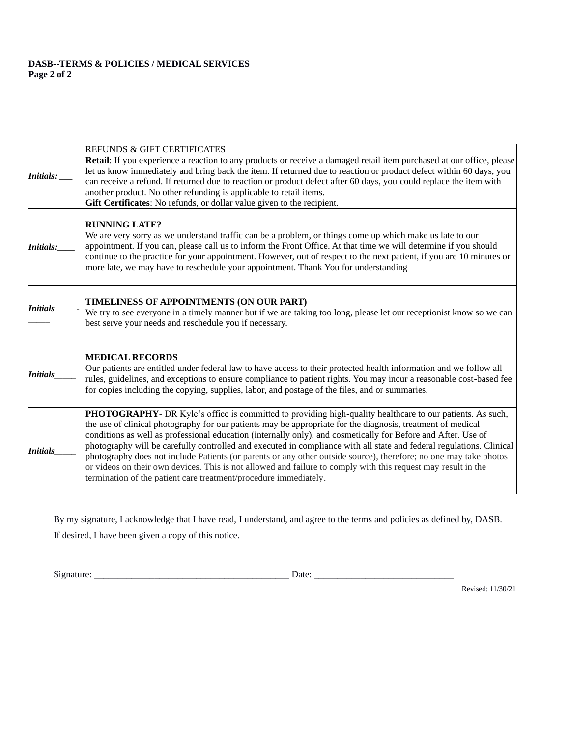**DASB--TERMS & POLICIES / MEDICAL SERVICES**

| | |
|---|---|
| *Initials:* ___ | REFUNDS & GIFT CERTIFICATES<br>**Retail**: If you experience a reaction to any products or receive a damaged retail item purchased at our office, please let us know immediately and bring back the item. If returned due to reaction or product defect within 60 days, you can receive a refund. If returned due to reaction or product defect after 60 days, you could replace the item with another product. No other refunding is applicable to retail items.<br>**Gift Certificates**: No refunds, or dollar value given to the recipient. |
| *Initials:*____ | **RUNNING LATE?**<br>We are very sorry as we understand traffic can be a problem, or things come up which make us late to our appointment. If you can, please call us to inform the Front Office. At that time we will determine if you should continue to the practice for your appointment. However, out of respect to the next patient, if you are 10 minutes or more late, we may have to reschedule your appointment. Thank You for understanding |
| *Initials*_____-_____ | **TIMELINESS OF APPOINTMENTS (ON OUR PART)**<br>We try to see everyone in a timely manner but if we are taking too long, please let our receptionist know so we can best serve your needs and reschedule you if necessary. |
| *Initials*_____ | **MEDICAL RECORDS**<br>Our patients are entitled under federal law to have access to their protected health information and we follow all rules, guidelines, and exceptions to ensure compliance to patient rights. You may incur a reasonable cost-based fee for copies including the copying, supplies, labor, and postage of the files, and or summaries. |
| *Initials*_____ | **PHOTOGRAPHY**- DR Kyle's office is committed to providing high-quality healthcare to our patients. As such, the use of clinical photography for our patients may be appropriate for the diagnosis, treatment of medical conditions as well as professional education (internally only), and cosmetically for Before and After. Use of photography will be carefully controlled and executed in compliance with all state and federal regulations. Clinical photography does not include Patients (or parents or any other outside source), therefore; no one may take photos or videos on their own devices. This is not allowed and failure to comply with this request may result in the termination of the patient care treatment/procedure immediately. |

By my signature, I acknowledge that I have read, I understand, and agree to the terms and policies as defined by, DASB.

If desired, I have been given a copy of this notice.

Signature: ___________________________________________ Date: _______________________________

Revised: 11/30/21